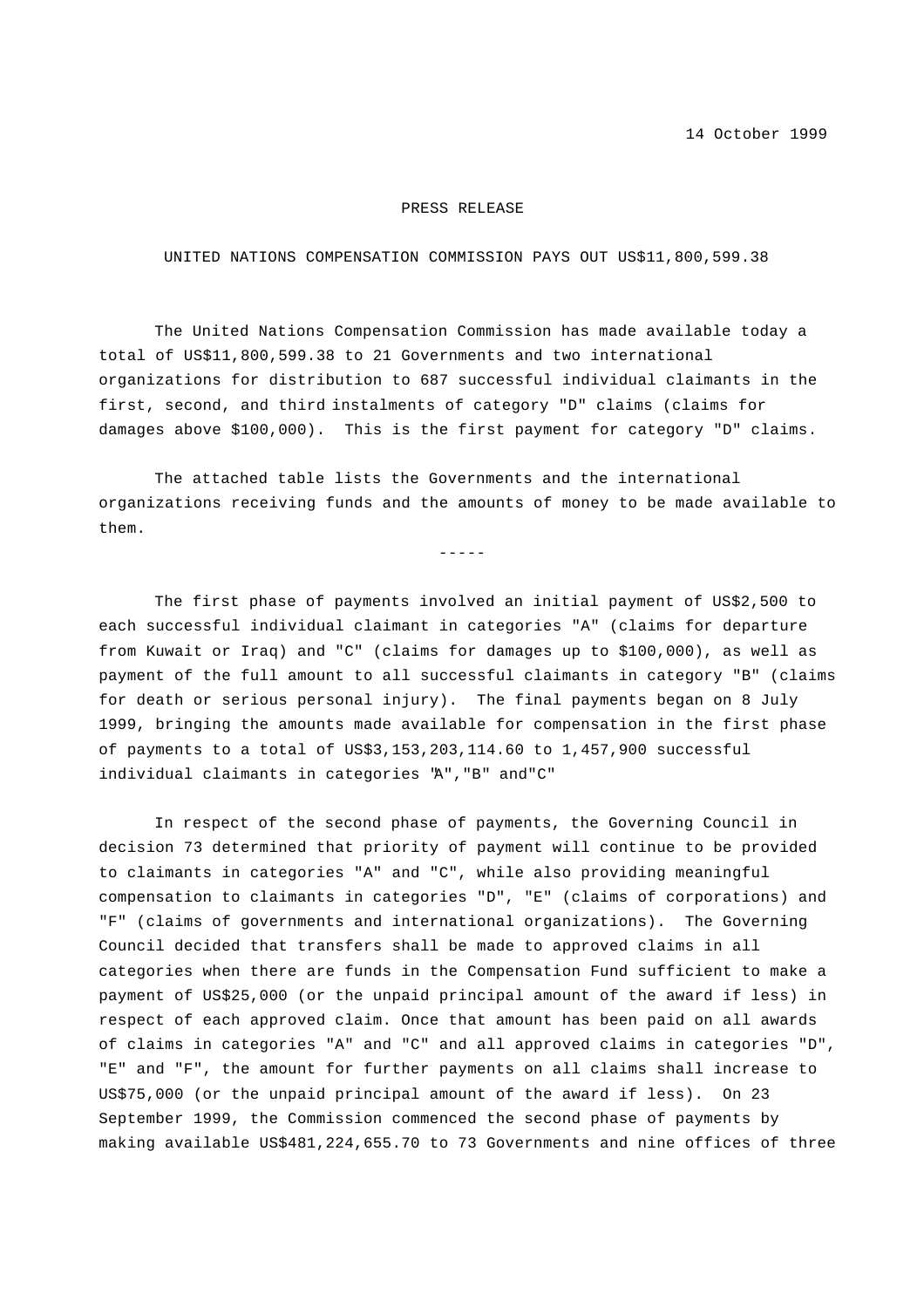14 October 1999

PRESS RELEASE

UNITED NATIONS COMPENSATION COMMISSION PAYS OUT US$11,800,599.38

The United Nations Compensation Commission has made available today a total of US$11,800,599.38 to 21 Governments and two international organizations for distribution to 687 successful individual claimants in the first, second, and third instalments of category "D" claims (claims for damages above $100,000). This is the first payment for category "D" claims.

The attached table lists the Governments and the international organizations receiving funds and the amounts of money to be made available to them.

-----

The first phase of payments involved an initial payment of US$2,500 to each successful individual claimant in categories "A" (claims for departure from Kuwait or Iraq) and "C" (claims for damages up to $100,000), as well as payment of the full amount to all successful claimants in category "B" (claims for death or serious personal injury). The final payments began on 8 July 1999, bringing the amounts made available for compensation in the first phase of payments to a total of US$3,153,203,114.60 to 1,457,900 successful individual claimants in categories "A","B" and"C"

In respect of the second phase of payments, the Governing Council in decision 73 determined that priority of payment will continue to be provided to claimants in categories "A" and "C", while also providing meaningful compensation to claimants in categories "D", "E" (claims of corporations) and "F" (claims of governments and international organizations). The Governing Council decided that transfers shall be made to approved claims in all categories when there are funds in the Compensation Fund sufficient to make a payment of US$25,000 (or the unpaid principal amount of the award if less) in respect of each approved claim. Once that amount has been paid on all awards of claims in categories "A" and "C" and all approved claims in categories "D", "E" and "F", the amount for further payments on all claims shall increase to US$75,000 (or the unpaid principal amount of the award if less). On 23 September 1999, the Commission commenced the second phase of payments by making available US$481,224,655.70 to 73 Governments and nine offices of three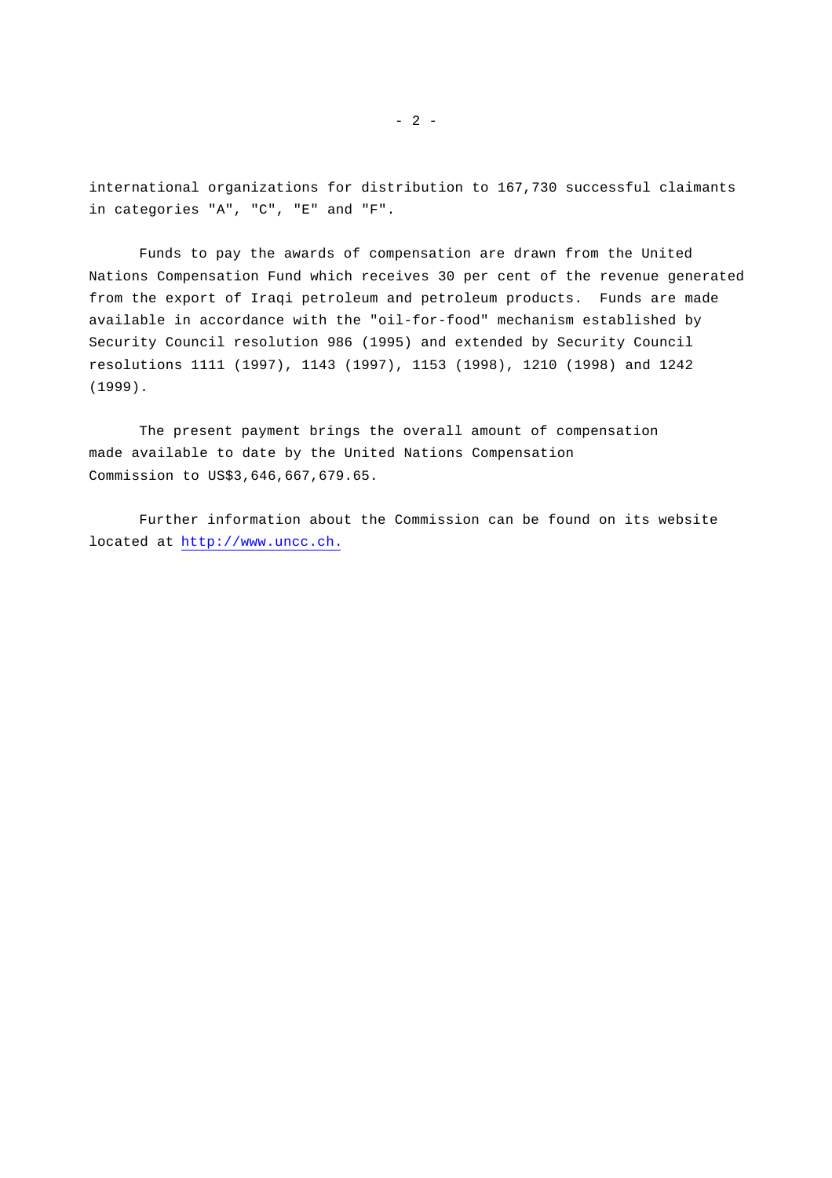international organizations for distribution to 167,730 successful claimants in categories "A", "C", "E" and "F".

Funds to pay the awards of compensation are drawn from the United Nations Compensation Fund which receives 30 per cent of the revenue generated from the export of Iraqi petroleum and petroleum products. Funds are made available in accordance with the "oil-for-food" mechanism established by Security Council resolution 986 (1995) and extended by Security Council resolutions 1111 (1997), 1143 (1997), 1153 (1998), 1210 (1998) and 1242 (1999).

The present payment brings the overall amount of compensation made available to date by the United Nations Compensation Commission to US$3,646,667,679.65.

Further information about the Commission can be found on its website located at http://www.uncc.ch.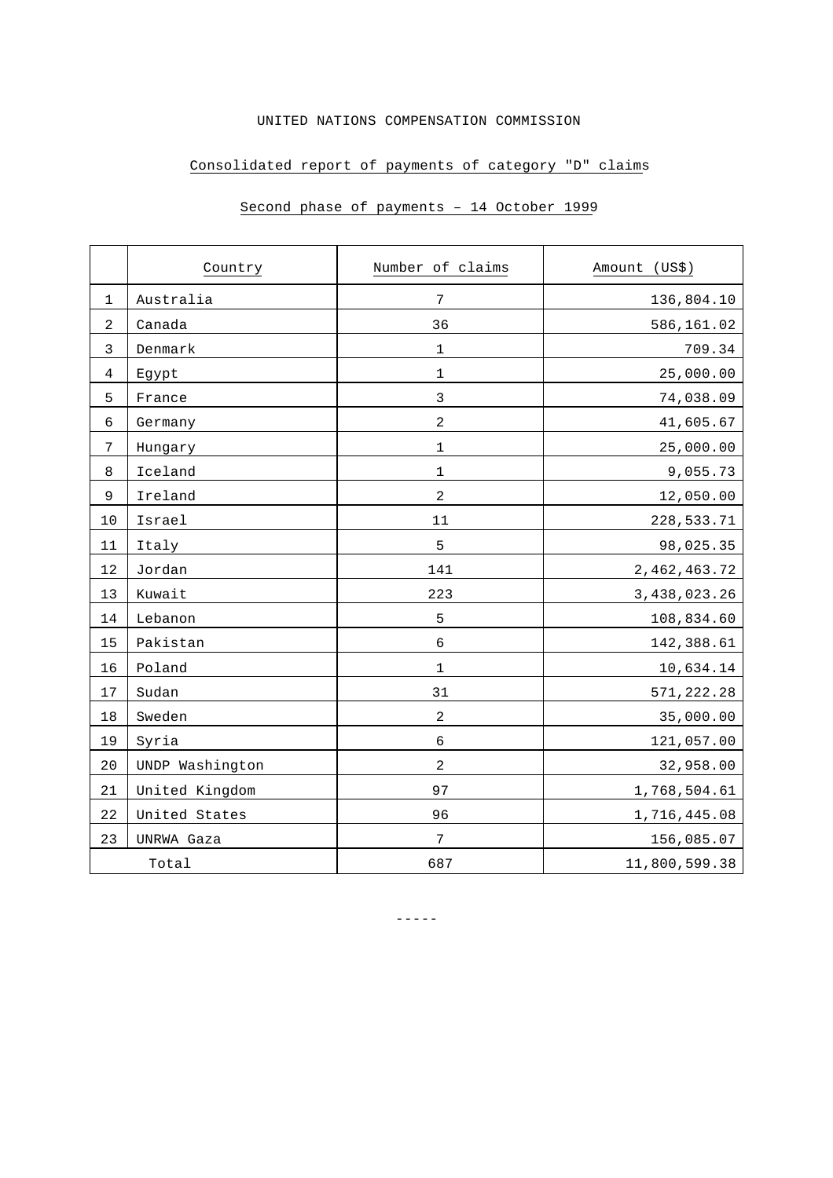UNITED NATIONS COMPENSATION COMMISSION

Consolidated report of payments of category "D" claims

Second phase of payments – 14 October 1999

| | Country | Number of claims | Amount (US$) |
|---|---|---|---|
| 1 | Australia | 7 | 136,804.10 |
| 2 | Canada | 36 | 586,161.02 |
| 3 | Denmark | 1 | 709.34 |
| 4 | Egypt | 1 | 25,000.00 |
| 5 | France | 3 | 74,038.09 |
| 6 | Germany | 2 | 41,605.67 |
| 7 | Hungary | 1 | 25,000.00 |
| 8 | Iceland | 1 | 9,055.73 |
| 9 | Ireland | 2 | 12,050.00 |
| 10 | Israel | 11 | 228,533.71 |
| 11 | Italy | 5 | 98,025.35 |
| 12 | Jordan | 141 | 2,462,463.72 |
| 13 | Kuwait | 223 | 3,438,023.26 |
| 14 | Lebanon | 5 | 108,834.60 |
| 15 | Pakistan | 6 | 142,388.61 |
| 16 | Poland | 1 | 10,634.14 |
| 17 | Sudan | 31 | 571,222.28 |
| 18 | Sweden | 2 | 35,000.00 |
| 19 | Syria | 6 | 121,057.00 |
| 20 | UNDP Washington | 2 | 32,958.00 |
| 21 | United Kingdom | 97 | 1,768,504.61 |
| 22 | United States | 96 | 1,716,445.08 |
| 23 | UNRWA Gaza | 7 | 156,085.07 |
| Total | | 687 | 11,800,599.38 |

-----